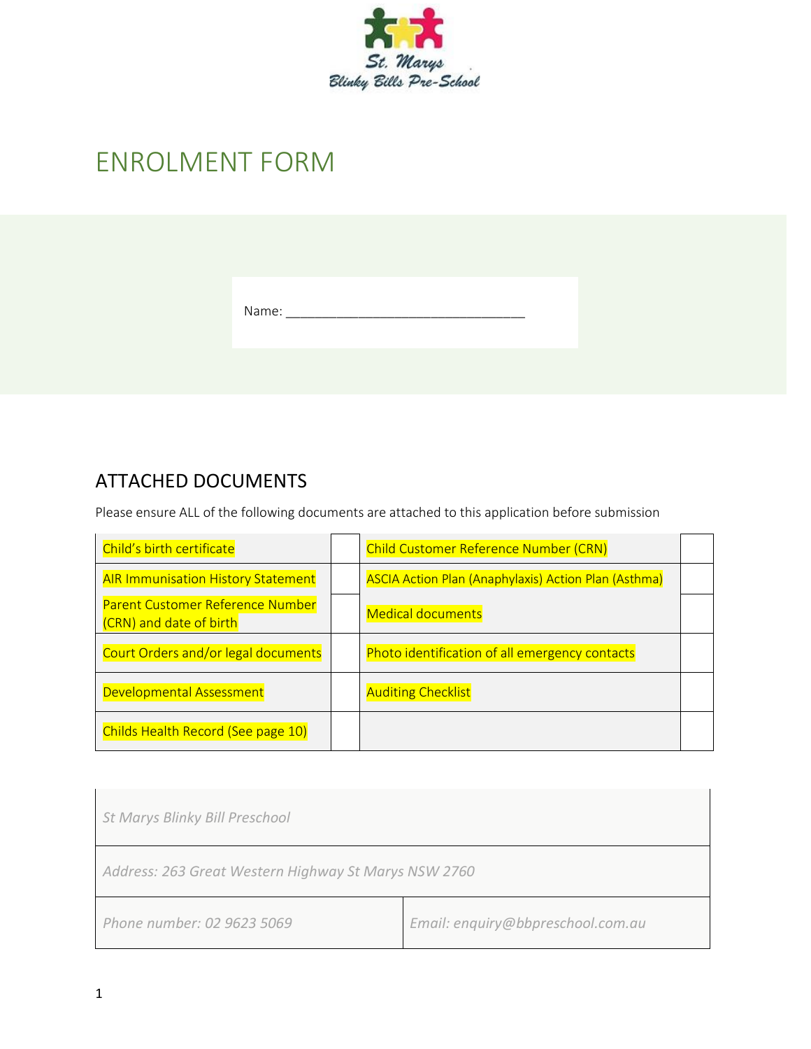St. Marys Blinky Bills Pre-School

# ENROLMENT FORM

Name: ________________________________

## ATTACHED DOCUMENTS

Please ensure ALL of the following documents are attached to this application before submission

| | | | |
|---|---|---|---|
| Child's birth certificate | | Child Customer Reference Number (CRN) | |
| AIR Immunisation History Statement | | ASCIA Action Plan (Anaphylaxis) Action Plan (Asthma) | |
| Parent Customer Reference Number (CRN) and date of birth | | Medical documents | |
| Court Orders and/or legal documents | | Photo identification of all emergency contacts | |
| Developmental Assessment | | Auditing Checklist | |
| Childs Health Record (See page 10) | | | |

| | |
|---|---|
| *St Marys Blinky Bill Preschool* | |
| *Address: 263 Great Western Highway St Marys NSW 2760* | |
| *Phone number: 02 9623 5069* | *Email: enquiry@bbpreschool.com.au* |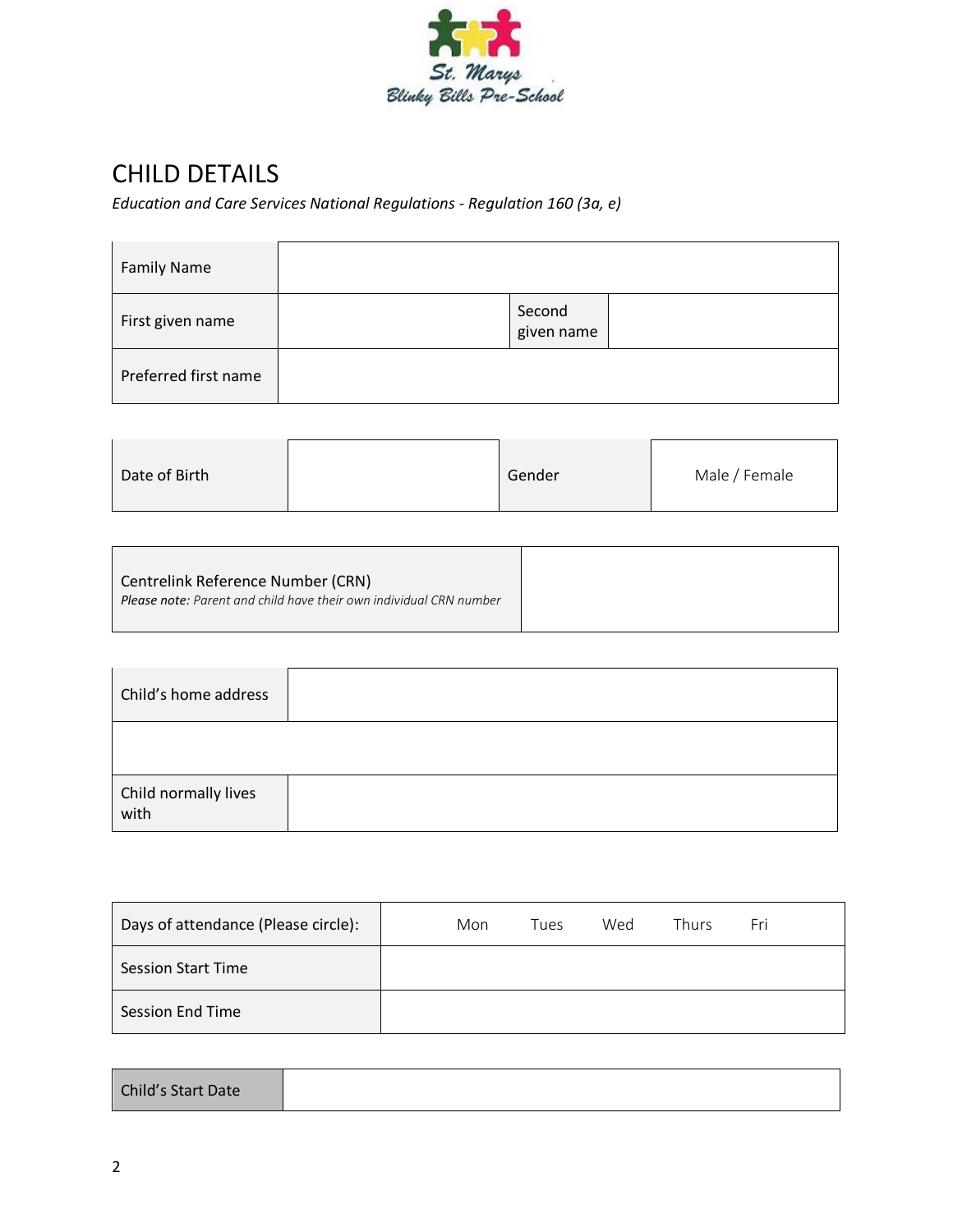St. Marys Blinky Bills Pre-School

# CHILD DETAILS

*Education and Care Services National Regulations - Regulation 160 (3a, e)*

| Family Name | | | |
|---|---|---|---|
| First given name | | Second given name | |
| Preferred first name | | | |

| Date of Birth | | Gender | Male / Female |
|---|---|---|---|

| Centrelink Reference Number (CRN)<br>*Please note: Parent and child have their own individual CRN number* | |
|---|---|

| Child's home address | |
|---|---|
| | |
| Child normally lives with | |

| Days of attendance (Please circle): | Mon | Tues | Wed | Thurs | Fri |
|---|---|---|---|---|---|
| Session Start Time | | | | | |
| Session End Time | | | | | |

| Child's Start Date | |
|---|---|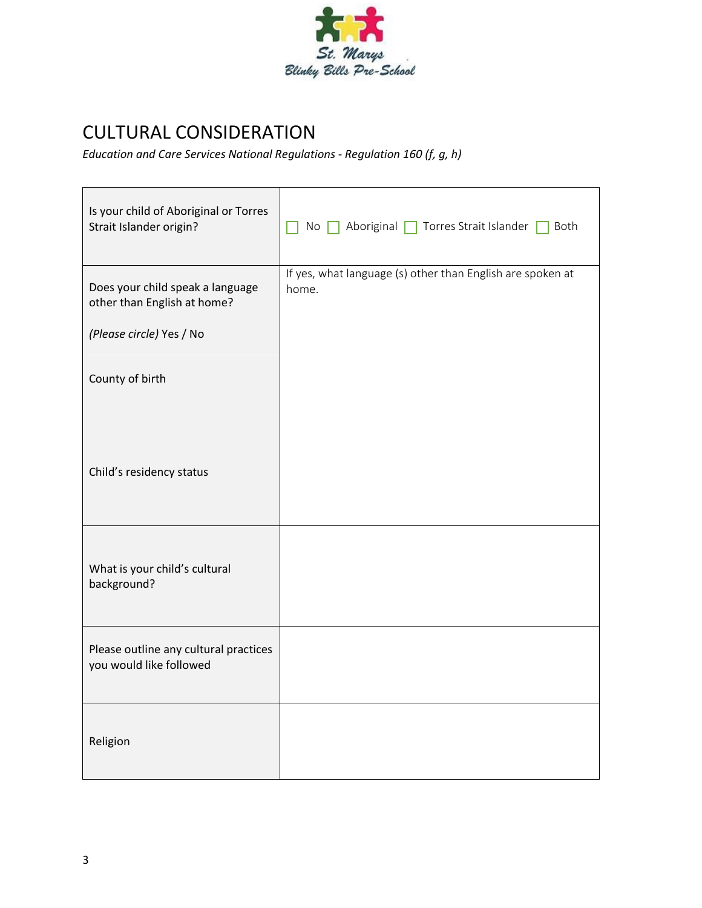St. Marys Blinky Bills Pre-School

# CULTURAL CONSIDERATION

*Education and Care Services National Regulations - Regulation 160 (f, g, h)*

| | |
|---|---|
| Is your child of Aboriginal or Torres Strait Islander origin? | ☐ No ☐ Aboriginal ☐ Torres Strait Islander ☐ Both |
| Does your child speak a language other than English at home?<br><br>*(Please circle)* Yes / No<br><br>County of birth<br><br>Child's residency status | If yes, what language (s) other than English are spoken at home. |
| What is your child's cultural background? | |
| Please outline any cultural practices you would like followed | |
| Religion | |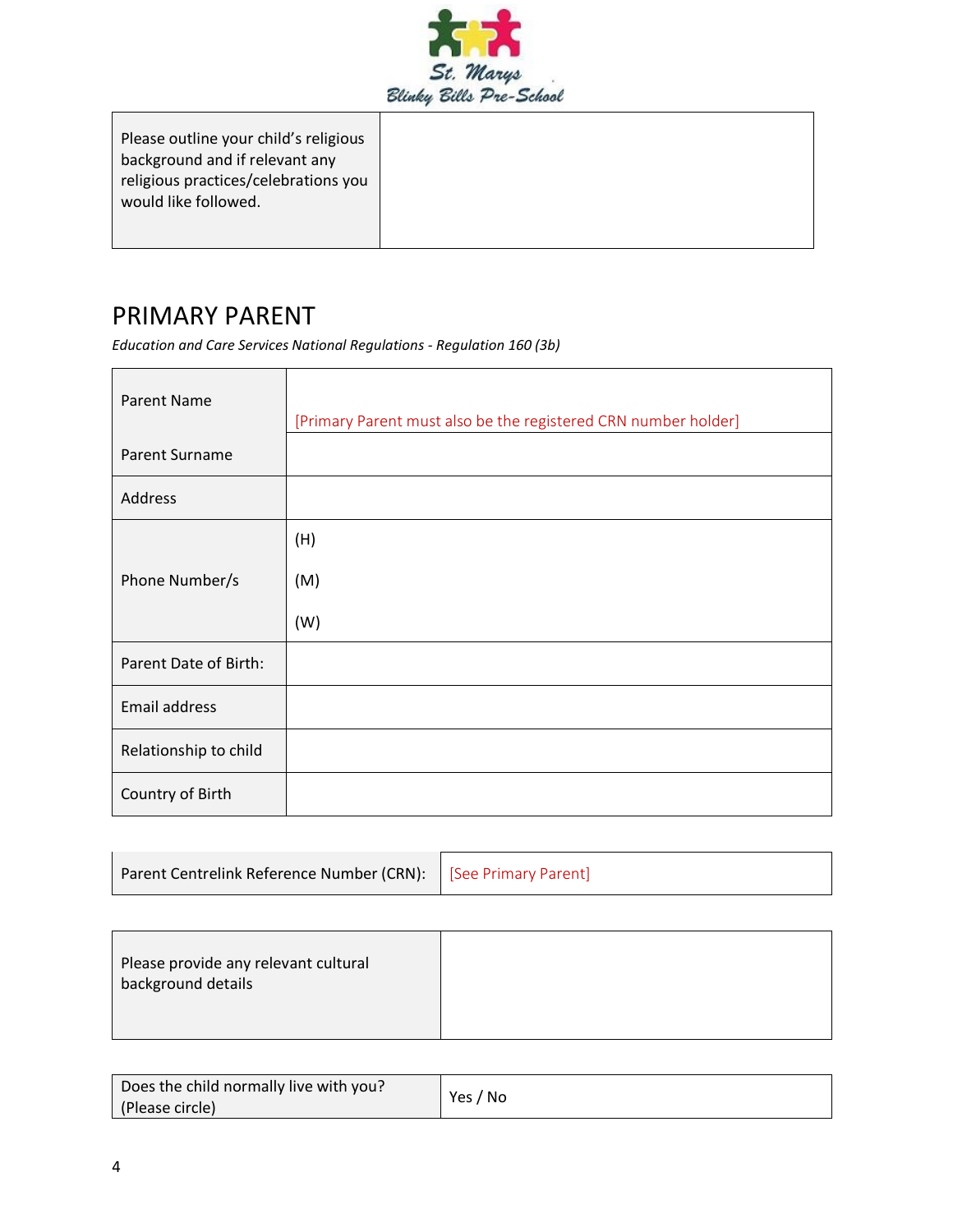| Please outline your child's religious background and if relevant any religious practices/celebrations you would like followed. | |
|---|---|

## PRIMARY PARENT

*Education and Care Services National Regulations - Regulation 160 (3b)*

| Parent Name | [Primary Parent must also be the registered CRN number holder] |
|---|---|
| Parent Surname | |
| Address | |
| Phone Number/s | (H)<br>(M)<br>(W) |
| Parent Date of Birth: | |
| Email address | |
| Relationship to child | |
| Country of Birth | |

| Parent Centrelink Reference Number (CRN): | [See Primary Parent] |
|---|---|

| Please provide any relevant cultural background details | |
|---|---|

| Does the child normally live with you? (Please circle) | Yes / No |
|---|---|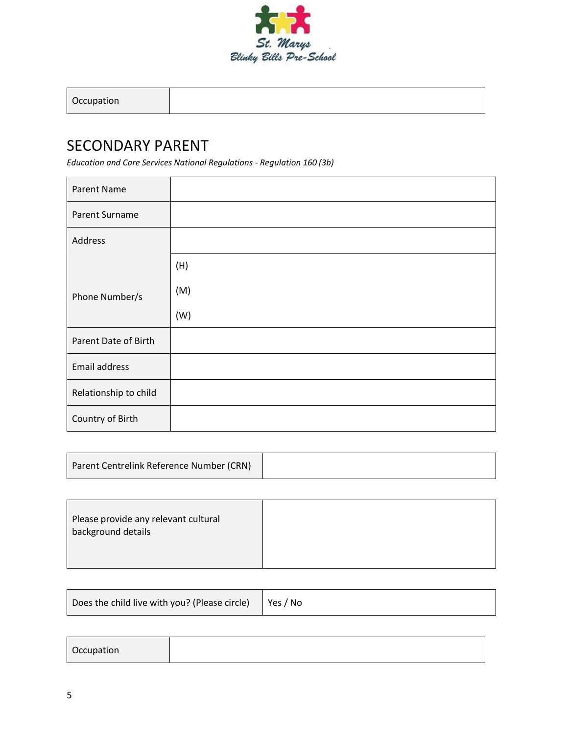| Occupation | |
|---|---|

## SECONDARY PARENT

*Education and Care Services National Regulations - Regulation 160 (3b)*

| Parent Name | |
|---|---|
| Parent Surname | |
| Address | |
| Phone Number/s | (H)<br>(M)<br>(W) |
| Parent Date of Birth | |
| Email address | |
| Relationship to child | |
| Country of Birth | |

| Parent Centrelink Reference Number (CRN) | |
|---|---|

| Please provide any relevant cultural background details | |
|---|---|

| Does the child live with you? (Please circle) | Yes / No |
|---|---|

| Occupation | |
|---|---|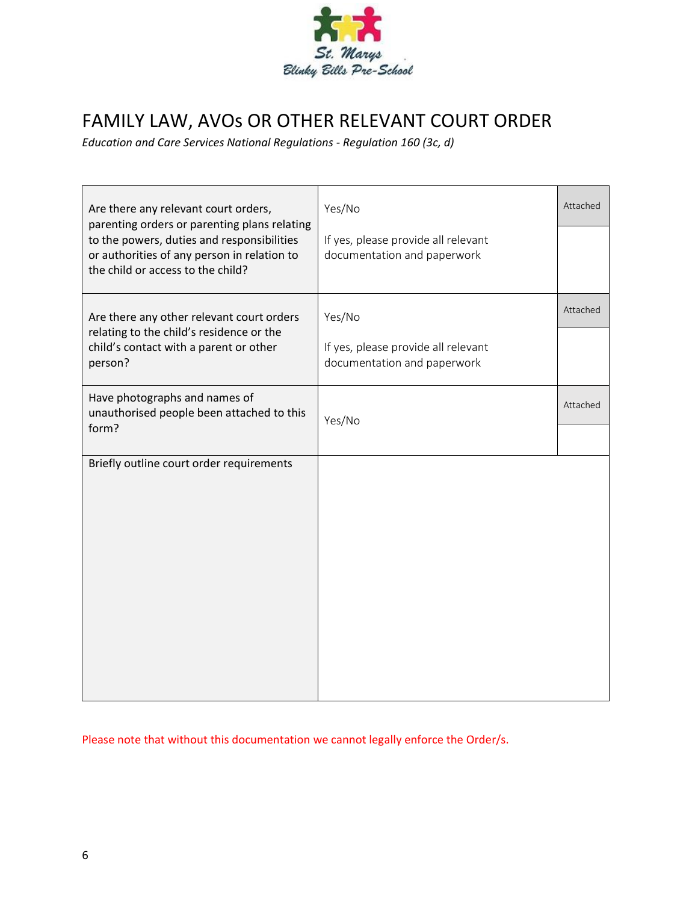St. Marys Blinky Bills Pre-School

# FAMILY LAW, AVOs OR OTHER RELEVANT COURT ORDER

*Education and Care Services National Regulations - Regulation 160 (3c, d)*

| | | |
|---|---|---|
| Are there any relevant court orders, parenting orders or parenting plans relating to the powers, duties and responsibilities or authorities of any person in relation to the child or access to the child? | Yes/No<br><br>If yes, please provide all relevant documentation and paperwork | Attached |
| Are there any other relevant court orders relating to the child's residence or the child's contact with a parent or other person? | Yes/No<br><br>If yes, please provide all relevant documentation and paperwork | Attached |
| Have photographs and names of unauthorised people been attached to this form? | Yes/No | Attached |
| Briefly outline court order requirements | | |

Please note that without this documentation we cannot legally enforce the Order/s.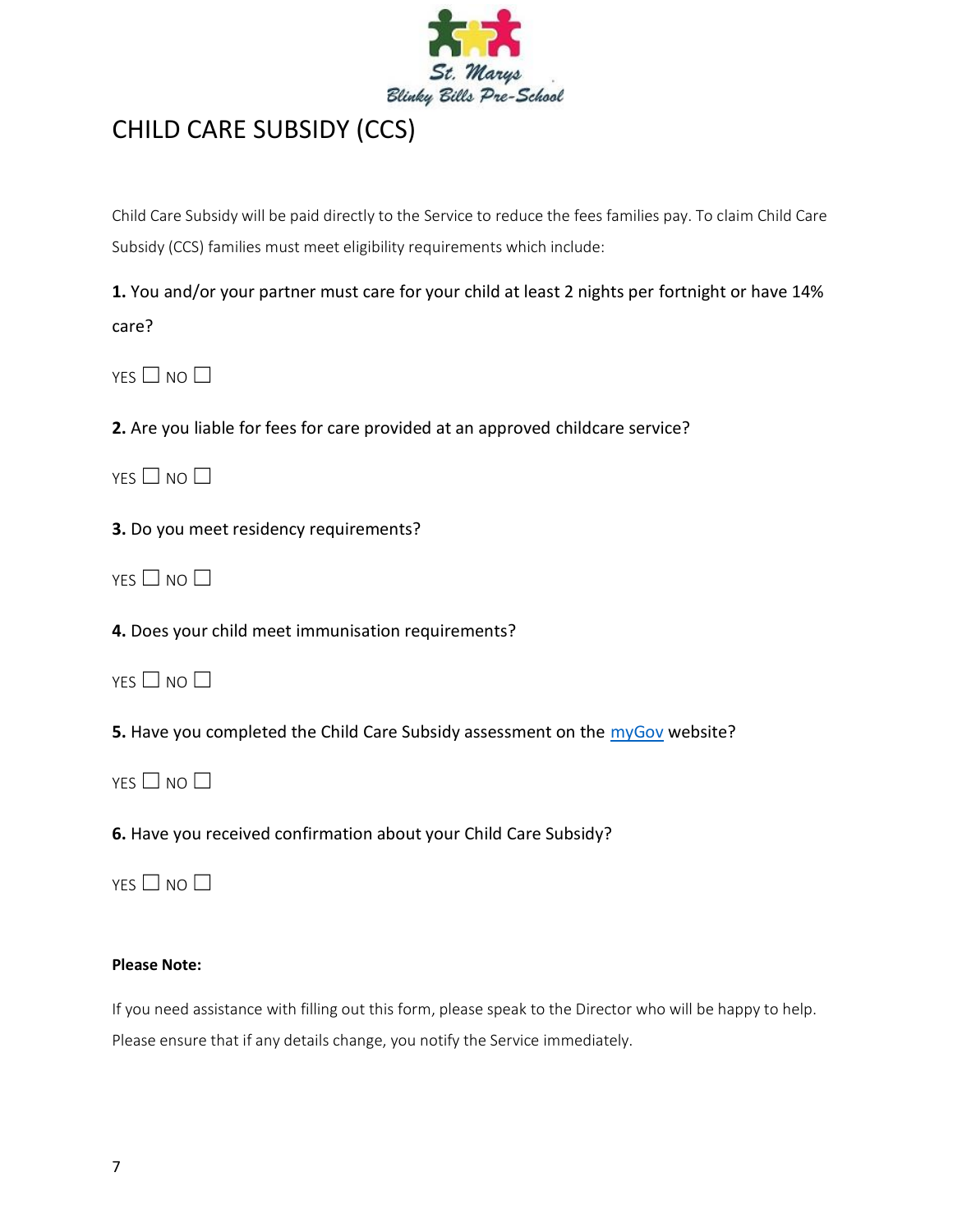# CHILD CARE SUBSIDY (CCS)

Child Care Subsidy will be paid directly to the Service to reduce the fees families pay. To claim Child Care Subsidy (CCS) families must meet eligibility requirements which include:

**1.** You and/or your partner must care for your child at least 2 nights per fortnight or have 14% care?

YES ☐ NO ☐

**2.** Are you liable for fees for care provided at an approved childcare service?

YES ☐ NO ☐

**3.** Do you meet residency requirements?

YES ☐ NO ☐

**4.** Does your child meet immunisation requirements?

YES ☐ NO ☐

**5.** Have you completed the Child Care Subsidy assessment on the myGov website?

YES ☐ NO ☐

**6.** Have you received confirmation about your Child Care Subsidy?

YES ☐ NO ☐

**Please Note:**

If you need assistance with filling out this form, please speak to the Director who will be happy to help. Please ensure that if any details change, you notify the Service immediately.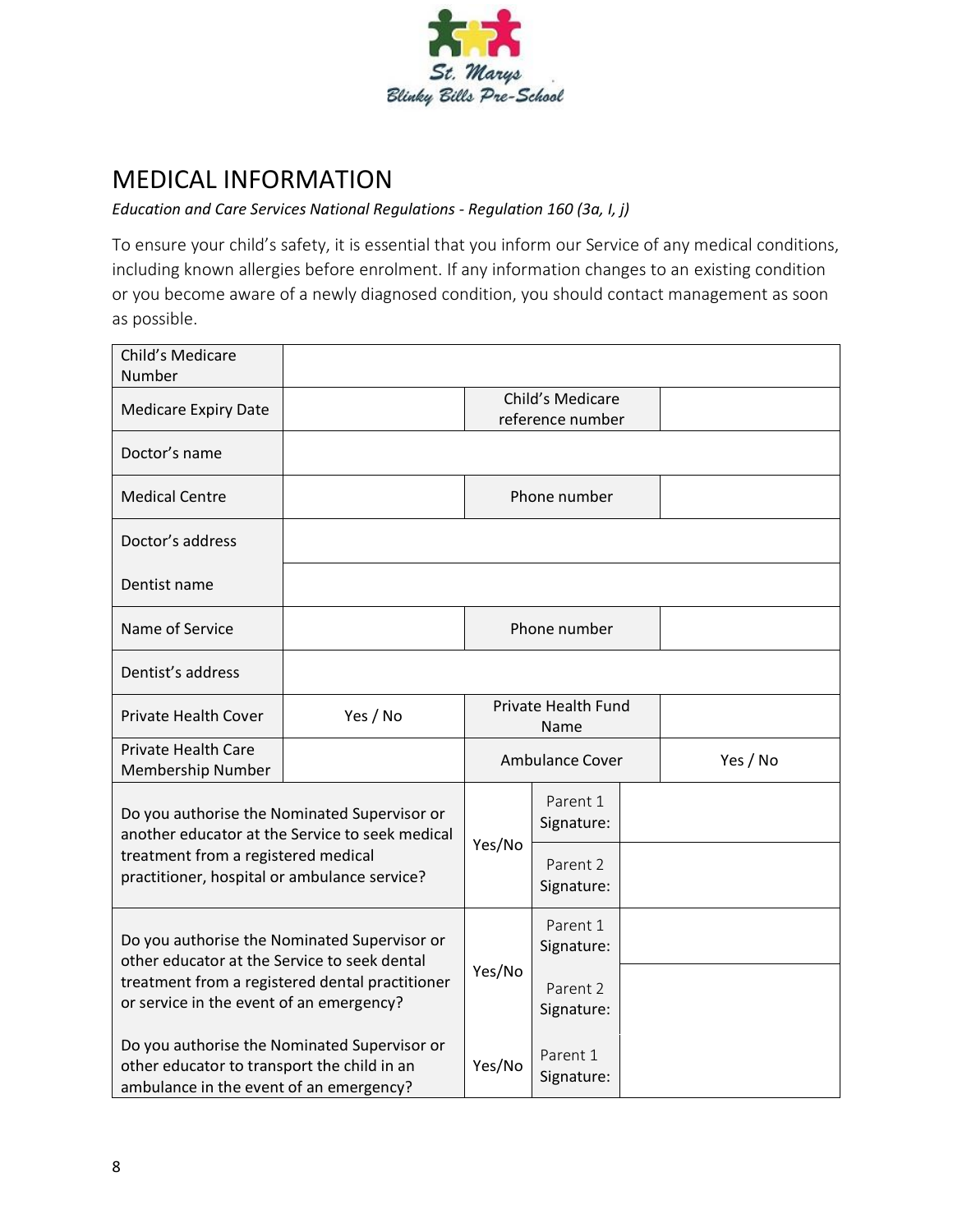St. Marys Blinky Bills Pre-School

# MEDICAL INFORMATION

*Education and Care Services National Regulations - Regulation 160 (3a, I, j)*

To ensure your child's safety, it is essential that you inform our Service of any medical conditions, including known allergies before enrolment. If any information changes to an existing condition or you become aware of a newly diagnosed condition, you should contact management as soon as possible.

| | | | |
|---|---|---|---|
| Child's Medicare Number | | | |
| Medicare Expiry Date | | Child's Medicare reference number | |
| Doctor's name | | | |
| Medical Centre | | Phone number | |
| Doctor's address | | | |
| Dentist name | | | |
| Name of Service | | Phone number | |
| Dentist's address | | | |
| Private Health Cover | Yes / No | Private Health Fund Name | |
| Private Health Care Membership Number | | Ambulance Cover | Yes / No |

| | | | |
|---|---|---|---|
| Do you authorise the Nominated Supervisor or another educator at the Service to seek medical treatment from a registered medical practitioner, hospital or ambulance service? | Yes/No | Parent 1 Signature: | |
| | | Parent 2 Signature: | |
| Do you authorise the Nominated Supervisor or other educator at the Service to seek dental treatment from a registered dental practitioner or service in the event of an emergency? | Yes/No | Parent 1 Signature: | |
| | | Parent 2 Signature: | |
| Do you authorise the Nominated Supervisor or other educator to transport the child in an ambulance in the event of an emergency? | Yes/No | Parent 1 Signature: | |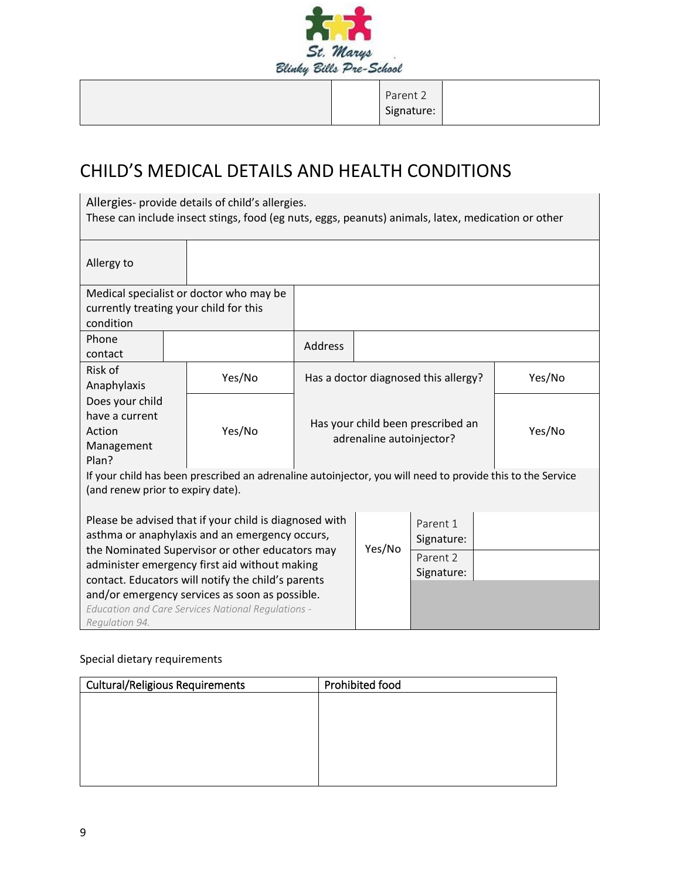| | | Parent 2 Signature: | |
|---|---|---|---|

# CHILD'S MEDICAL DETAILS AND HEALTH CONDITIONS

| Allergies- provide details of child's allergies. These can include insect stings, food (eg nuts, eggs, peanuts) animals, latex, medication or other | | | |
|---|---|---|---|
| Allergy to | | | |
| Medical specialist or doctor who may be currently treating your child for this condition | | | |
| Phone contact | | Address | |
| Risk of Anaphylaxis | Yes/No | Has a doctor diagnosed this allergy? | Yes/No |
| Does your child have a current Action Management Plan? | Yes/No | Has your child been prescribed an adrenaline autoinjector? | Yes/No |
| If your child has been prescribed an adrenaline autoinjector, you will need to provide this to the Service (and renew prior to expiry date). | | | |

| Please be advised that if your child is diagnosed with asthma or anaphylaxis and an emergency occurs, the Nominated Supervisor or other educators may administer emergency first aid without making contact. Educators will notify the child's parents and/or emergency services as soon as possible. *Education and Care Services National Regulations - Regulation 94.* | Yes/No | Parent 1 Signature: | |
|---|---|---|---|
| | | Parent 2 Signature: | |

Special dietary requirements

| Cultural/Religious Requirements | Prohibited food |
|---|---|
| | |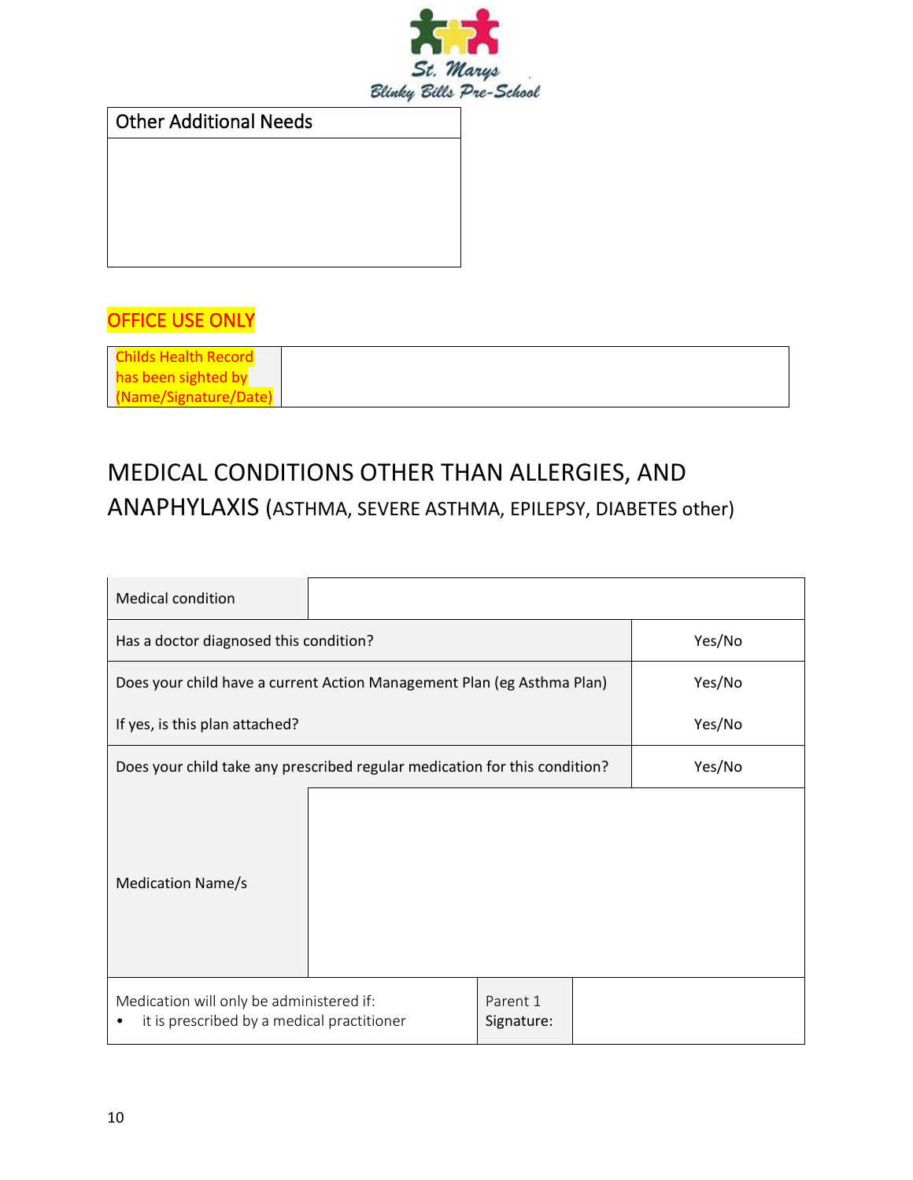| Other Additional Needs |
| --- |
| |

OFFICE USE ONLY

| Childs Health Record has been sighted by (Name/Signature/Date) | |
| --- | --- |

## MEDICAL CONDITIONS OTHER THAN ALLERGIES, AND ANAPHYLAXIS (ASTHMA, SEVERE ASTHMA, EPILEPSY, DIABETES other)

| Medical condition | | | |
| --- | --- | --- | --- |
| Has a doctor diagnosed this condition? | | | Yes/No |
| Does your child have a current Action Management Plan (eg Asthma Plan) | | | Yes/No |
| If yes, is this plan attached? | | | Yes/No |
| Does your child take any prescribed regular medication for this condition? | | | Yes/No |
| Medication Name/s | | | |
| Medication will only be administered if:<br>• it is prescribed by a medical practitioner | | Parent 1 Signature: | |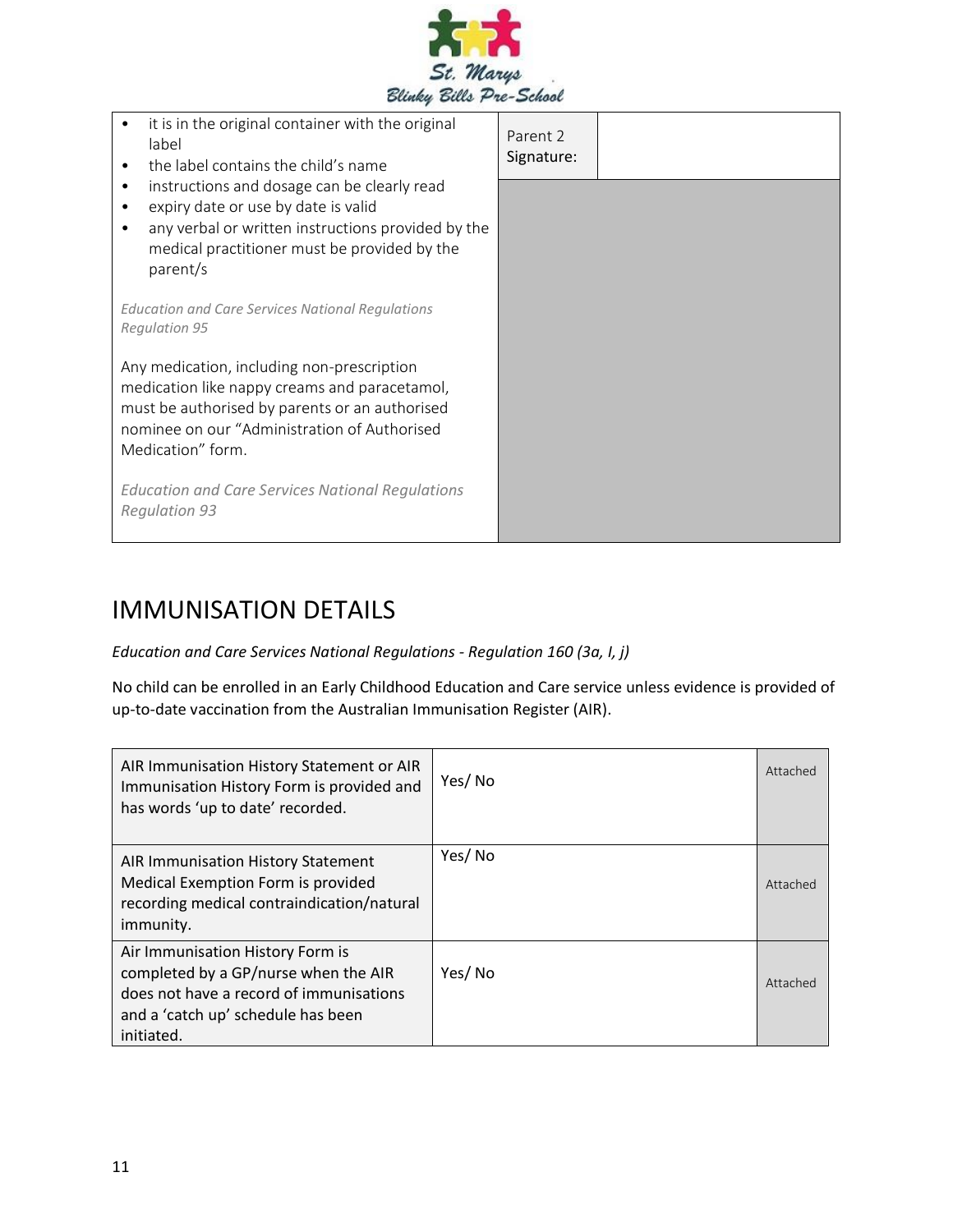| | | |
|---|---|---|
| • it is in the original container with the original label<br>• the label contains the child's name<br>• instructions and dosage can be clearly read<br>• expiry date or use by date is valid<br>• any verbal or written instructions provided by the medical practitioner must be provided by the parent/s<br><br>*Education and Care Services National Regulations Regulation 95*<br><br>Any medication, including non-prescription medication like nappy creams and paracetamol, must be authorised by parents or an authorised nominee on our "Administration of Authorised Medication" form.<br><br>*Education and Care Services National Regulations Regulation 93* | Parent 2 Signature: | |

## IMMUNISATION DETAILS

*Education and Care Services National Regulations - Regulation 160 (3a, I, j)*

No child can be enrolled in an Early Childhood Education and Care service unless evidence is provided of up-to-date vaccination from the Australian Immunisation Register (AIR).

| | | |
|---|---|---|
| AIR Immunisation History Statement or AIR Immunisation History Form is provided and has words 'up to date' recorded. | Yes/ No | Attached |
| AIR Immunisation History Statement Medical Exemption Form is provided recording medical contraindication/natural immunity. | Yes/ No | Attached |
| Air Immunisation History Form is completed by a GP/nurse when the AIR does not have a record of immunisations and a 'catch up' schedule has been initiated. | Yes/ No | Attached |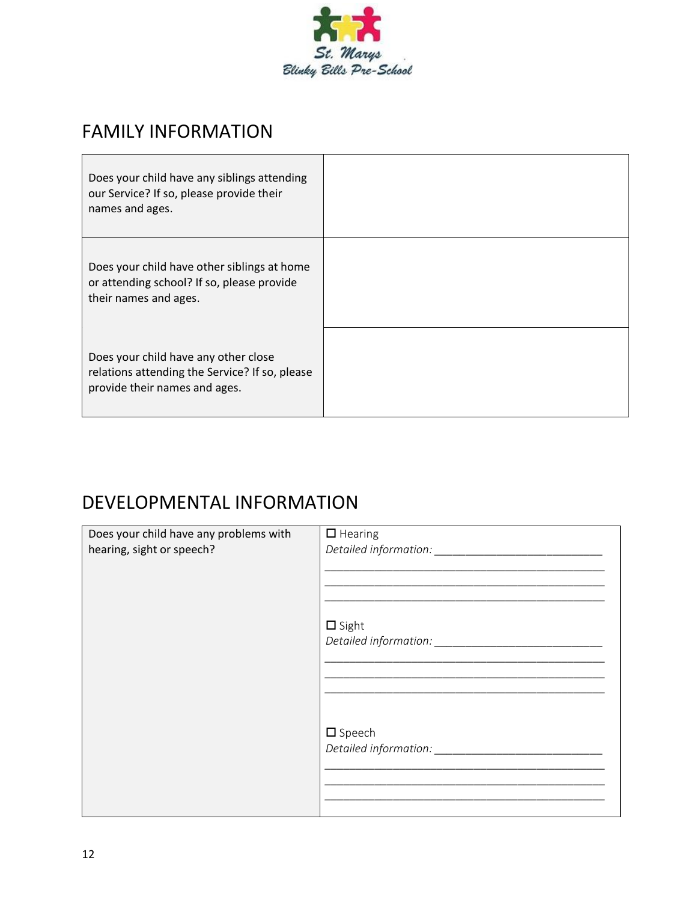St. Marys Blinky Bills Pre-School

## FAMILY INFORMATION

| | |
|---|---|
| Does your child have any siblings attending our Service? If so, please provide their names and ages. | |
| Does your child have other siblings at home or attending school? If so, please provide their names and ages. | |
| Does your child have any other close relations attending the Service? If so, please provide their names and ages. | |

## DEVELOPMENTAL INFORMATION

| | |
|---|---|
| Does your child have any problems with hearing, sight or speech? | ☐ Hearing<br>*Detailed information:* ___________________________<br>_____________________________________________<br>_____________________________________________<br>_____________________________________________<br><br>☐ Sight<br>*Detailed information:* ___________________________<br>_____________________________________________<br>_____________________________________________<br>_____________________________________________<br><br>☐ Speech<br>*Detailed information:* ___________________________<br>_____________________________________________<br>_____________________________________________<br>_____________________________________________ |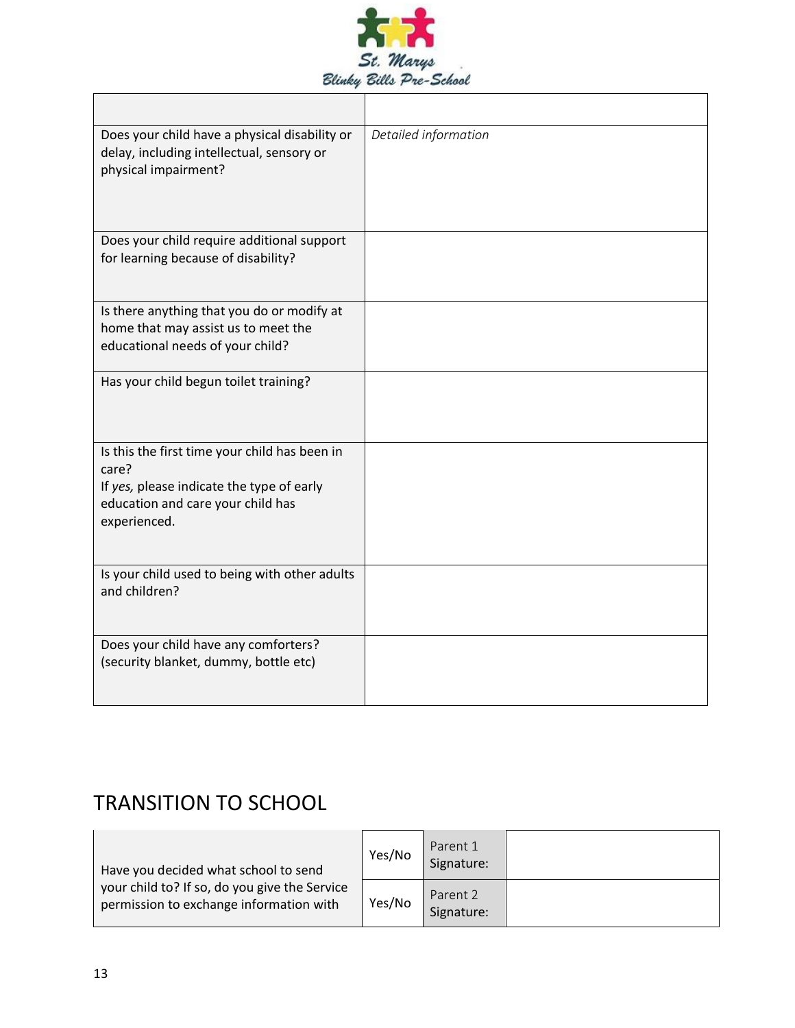St. Marys Blinky Bills Pre-School

| | |
|---|---|
| Does your child have a physical disability or delay, including intellectual, sensory or physical impairment? | *Detailed information* |
| Does your child require additional support for learning because of disability? | |
| Is there anything that you do or modify at home that may assist us to meet the educational needs of your child? | |
| Has your child begun toilet training? | |
| Is this the first time your child has been in care?<br>If *yes,* please indicate the type of early education and care your child has experienced. | |
| Is your child used to being with other adults and children? | |
| Does your child have any comforters? (security blanket, dummy, bottle etc) | |

# TRANSITION TO SCHOOL

| | | | |
|---|---|---|---|
| Have you decided what school to send your child to? If so, do you give the Service permission to exchange information with | Yes/No | Parent 1 Signature: | |
| | Yes/No | Parent 2 Signature: | |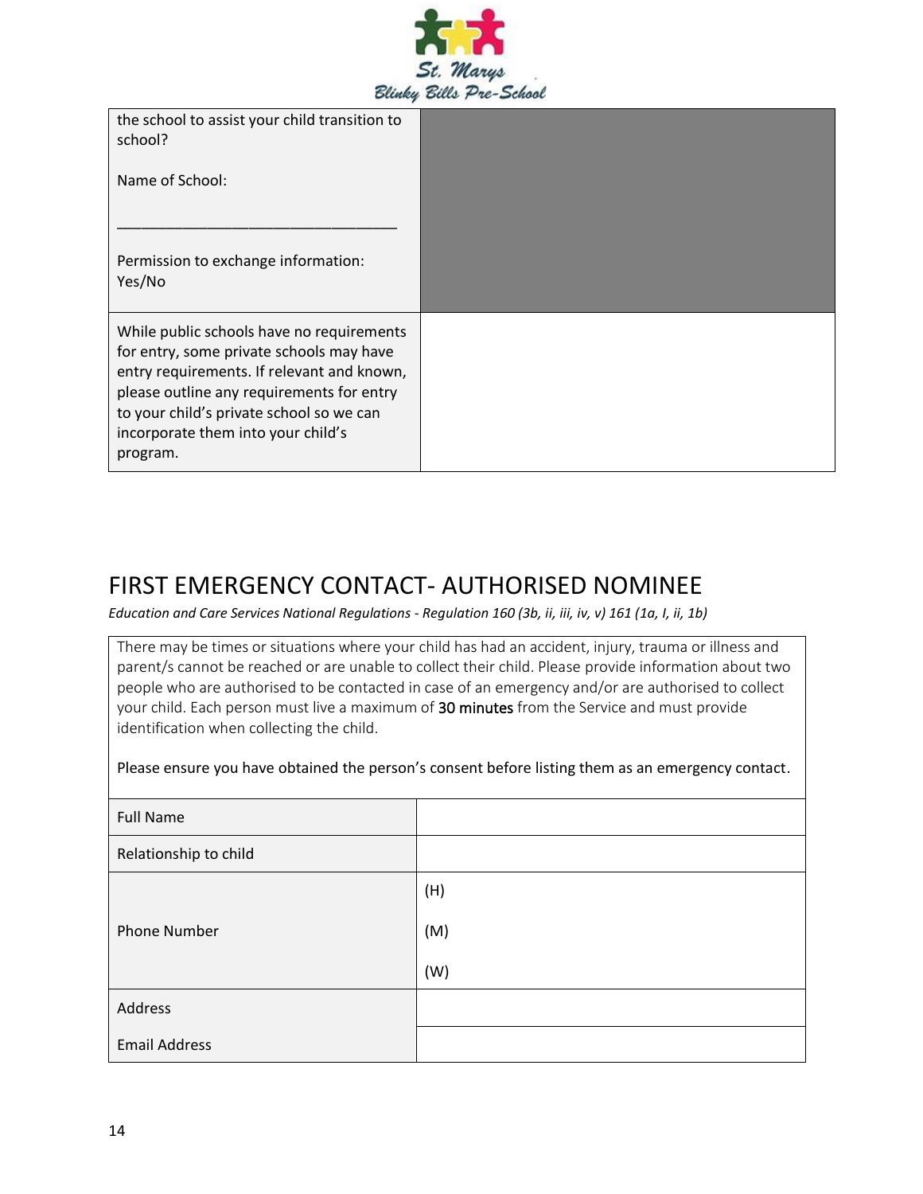| | |
|---|---|
| the school to assist your child transition to school?<br><br>Name of School:<br><br>\_\_\_\_\_\_\_\_\_\_\_\_\_\_\_\_\_\_\_\_\_\_\_\_\_\_\_\_\_\_\_\_<br><br>Permission to exchange information: Yes/No | |
| While public schools have no requirements for entry, some private schools may have entry requirements. If relevant and known, please outline any requirements for entry to your child's private school so we can incorporate them into your child's program. | |

## FIRST EMERGENCY CONTACT- AUTHORISED NOMINEE

*Education and Care Services National Regulations - Regulation 160 (3b, ii, iii, iv, v) 161 (1a, I, ii, 1b)*

There may be times or situations where your child has had an accident, injury, trauma or illness and parent/s cannot be reached or are unable to collect their child. Please provide information about two people who are authorised to be contacted in case of an emergency and/or are authorised to collect your child. Each person must live a maximum of **30 minutes** from the Service and must provide identification when collecting the child.

Please ensure you have obtained the person's consent before listing them as an emergency contact.

| | |
|---|---|
| Full Name | |
| Relationship to child | |
| Phone Number | (H)<br><br>(M)<br><br>(W) |
| Address | |
| Email Address | |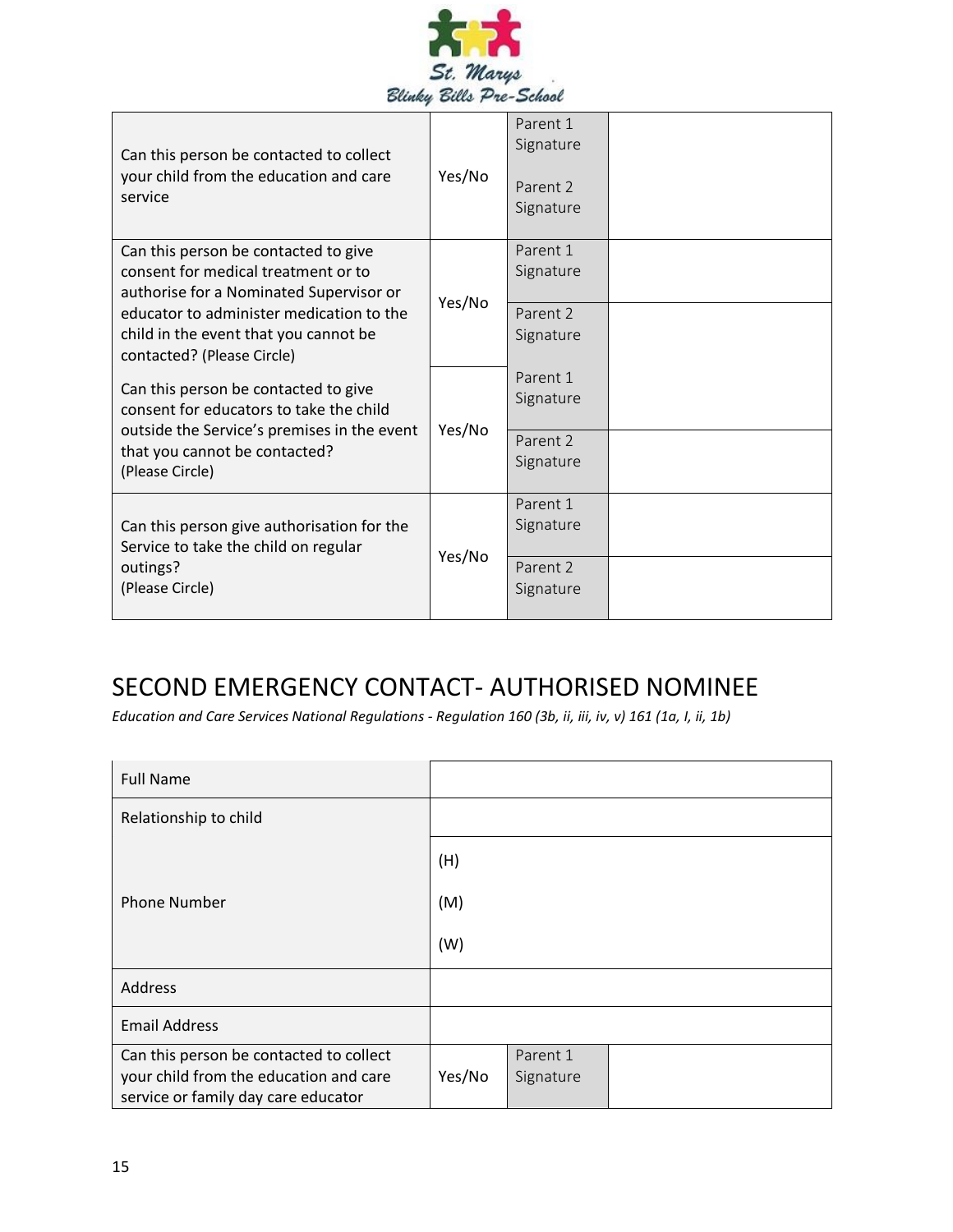| | | | |
|---|---|---|---|
| Can this person be contacted to collect your child from the education and care service | Yes/No | Parent 1 Signature<br><br>Parent 2 Signature | |
| Can this person be contacted to give consent for medical treatment or to authorise for a Nominated Supervisor or educator to administer medication to the child in the event that you cannot be contacted? (Please Circle) | Yes/No | Parent 1 Signature | |
| | | Parent 2 Signature | |
| Can this person be contacted to give consent for educators to take the child outside the Service's premises in the event that you cannot be contacted? (Please Circle) | Yes/No | Parent 1 Signature | |
| | | Parent 2 Signature | |
| Can this person give authorisation for the Service to take the child on regular outings? (Please Circle) | Yes/No | Parent 1 Signature | |
| | | Parent 2 Signature | |

# SECOND EMERGENCY CONTACT- AUTHORISED NOMINEE

*Education and Care Services National Regulations - Regulation 160 (3b, ii, iii, iv, v) 161 (1a, I, ii, 1b)*

| | | | |
|---|---|---|---|
| Full Name | | | |
| Relationship to child | | | |
| Phone Number | (H)<br>(M)<br>(W) | | |
| Address | | | |
| Email Address | | | |
| Can this person be contacted to collect your child from the education and care service or family day care educator | Yes/No | Parent 1 Signature | |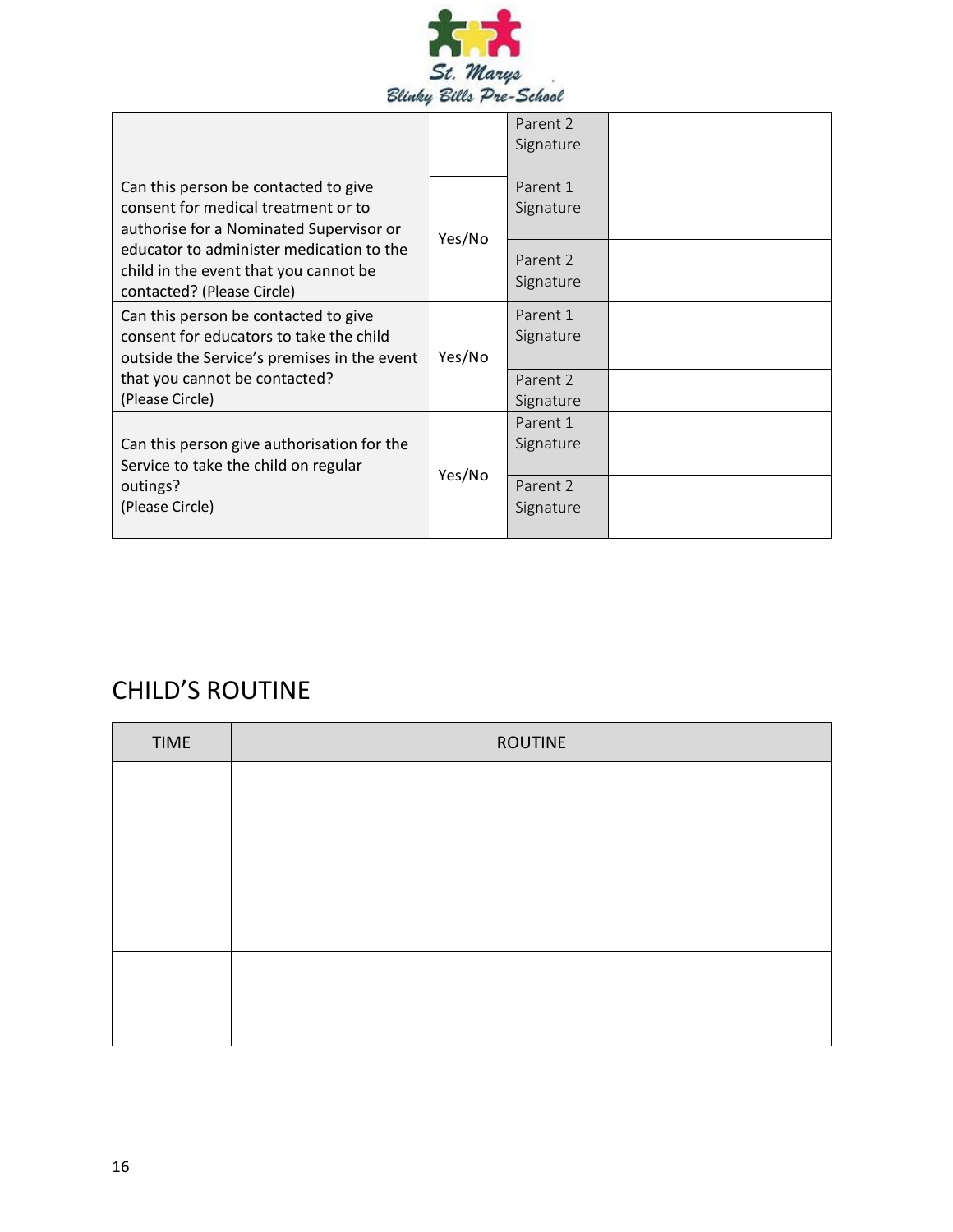| | | | |
|---|---|---|---|
| | | Parent 2 Signature | |
| Can this person be contacted to give consent for medical treatment or to authorise for a Nominated Supervisor or educator to administer medication to the child in the event that you cannot be contacted? (Please Circle) | Yes/No | Parent 1 Signature | |
| | | Parent 2 Signature | |
| Can this person be contacted to give consent for educators to take the child outside the Service's premises in the event that you cannot be contacted? (Please Circle) | Yes/No | Parent 1 Signature | |
| | | Parent 2 Signature | |
| Can this person give authorisation for the Service to take the child on regular outings? (Please Circle) | Yes/No | Parent 1 Signature | |
| | | Parent 2 Signature | |

## CHILD'S ROUTINE

| TIME | ROUTINE |
|---|---|
| | |
| | |
| | |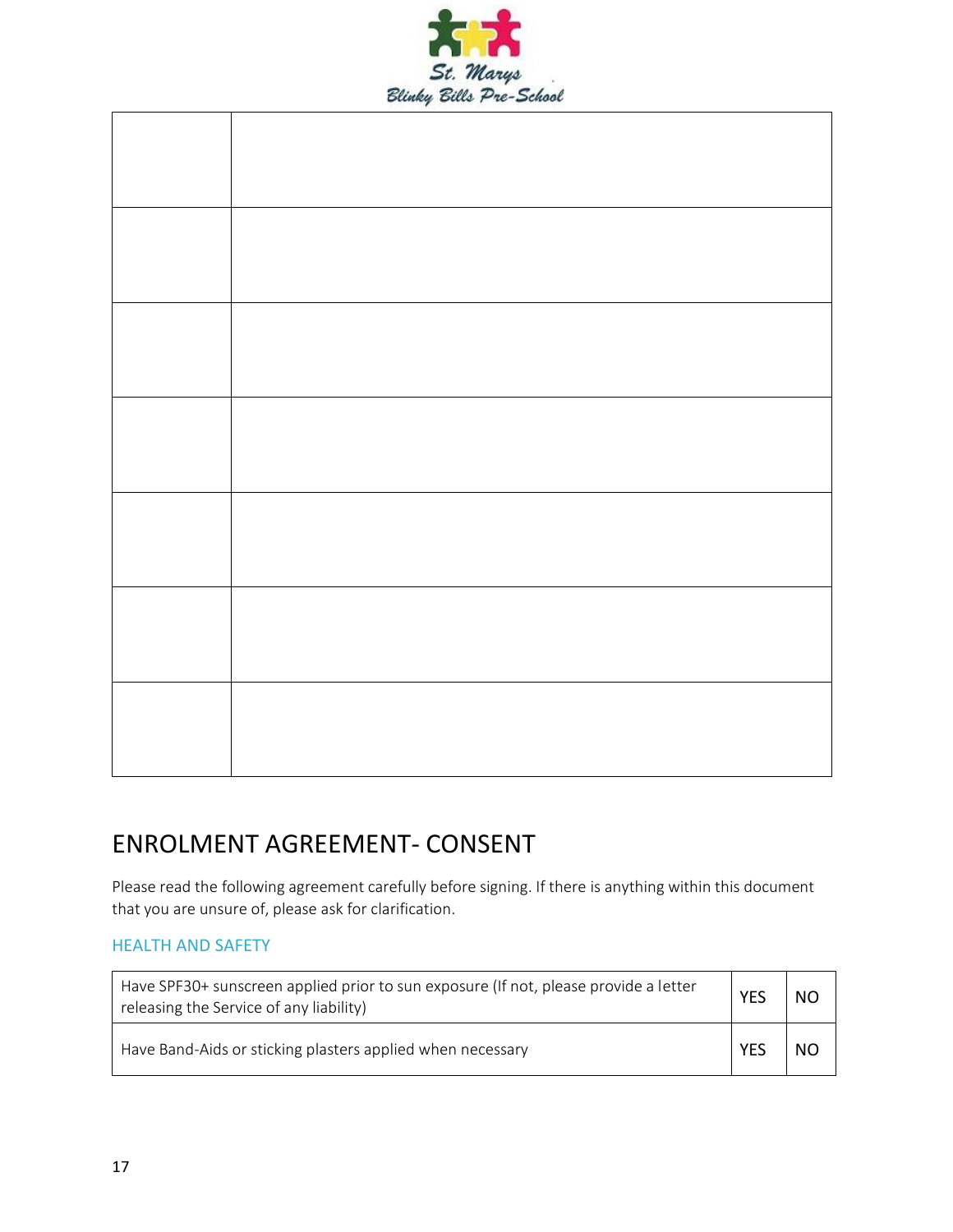| | |
|---|---|
| | |
| | |
| | |
| | |
| | |
| | |
| | |

## ENROLMENT AGREEMENT- CONSENT

Please read the following agreement carefully before signing. If there is anything within this document that you are unsure of, please ask for clarification.

### HEALTH AND SAFETY

| | | |
|---|---|---|
| Have SPF30+ sunscreen applied prior to sun exposure (If not, please provide a letter releasing the Service of any liability) | YES | NO |
| Have Band-Aids or sticking plasters applied when necessary | YES | NO |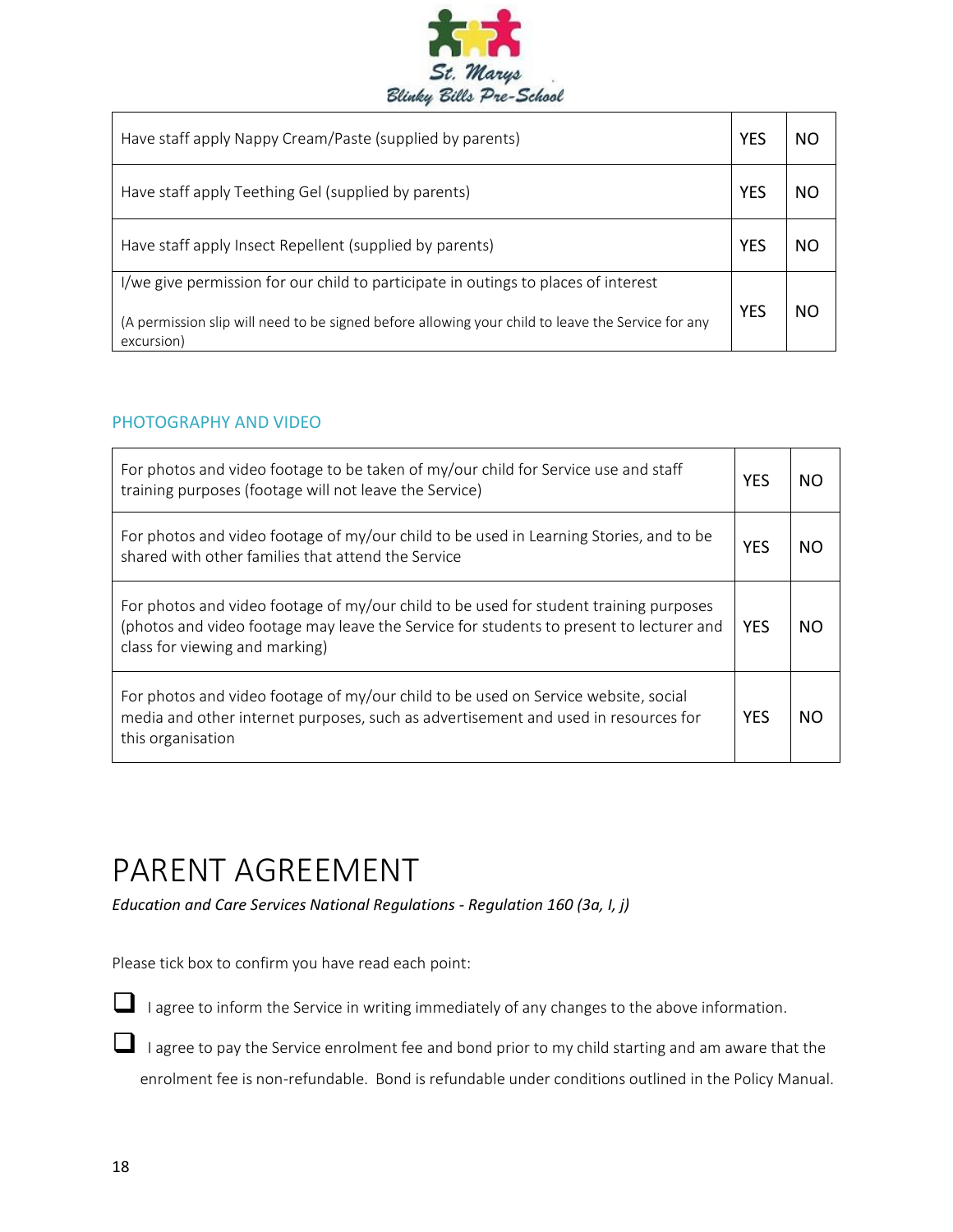| | | |
|---|---|---|
| Have staff apply Nappy Cream/Paste (supplied by parents) | YES | NO |
| Have staff apply Teething Gel (supplied by parents) | YES | NO |
| Have staff apply Insect Repellent (supplied by parents) | YES | NO |
| I/we give permission for our child to participate in outings to places of interest<br><br>(A permission slip will need to be signed before allowing your child to leave the Service for any excursion) | YES | NO |

### PHOTOGRAPHY AND VIDEO

| | | |
|---|---|---|
| For photos and video footage to be taken of my/our child for Service use and staff training purposes (footage will not leave the Service) | YES | NO |
| For photos and video footage of my/our child to be used in Learning Stories, and to be shared with other families that attend the Service | YES | NO |
| For photos and video footage of my/our child to be used for student training purposes (photos and video footage may leave the Service for students to present to lecturer and class for viewing and marking) | YES | NO |
| For photos and video footage of my/our child to be used on Service website, social media and other internet purposes, such as advertisement and used in resources for this organisation | YES | NO |

# PARENT AGREEMENT

*Education and Care Services National Regulations - Regulation 160 (3a, I, j)*

Please tick box to confirm you have read each point:

- ☐ I agree to inform the Service in writing immediately of any changes to the above information.
- ☐ I agree to pay the Service enrolment fee and bond prior to my child starting and am aware that the enrolment fee is non-refundable. Bond is refundable under conditions outlined in the Policy Manual.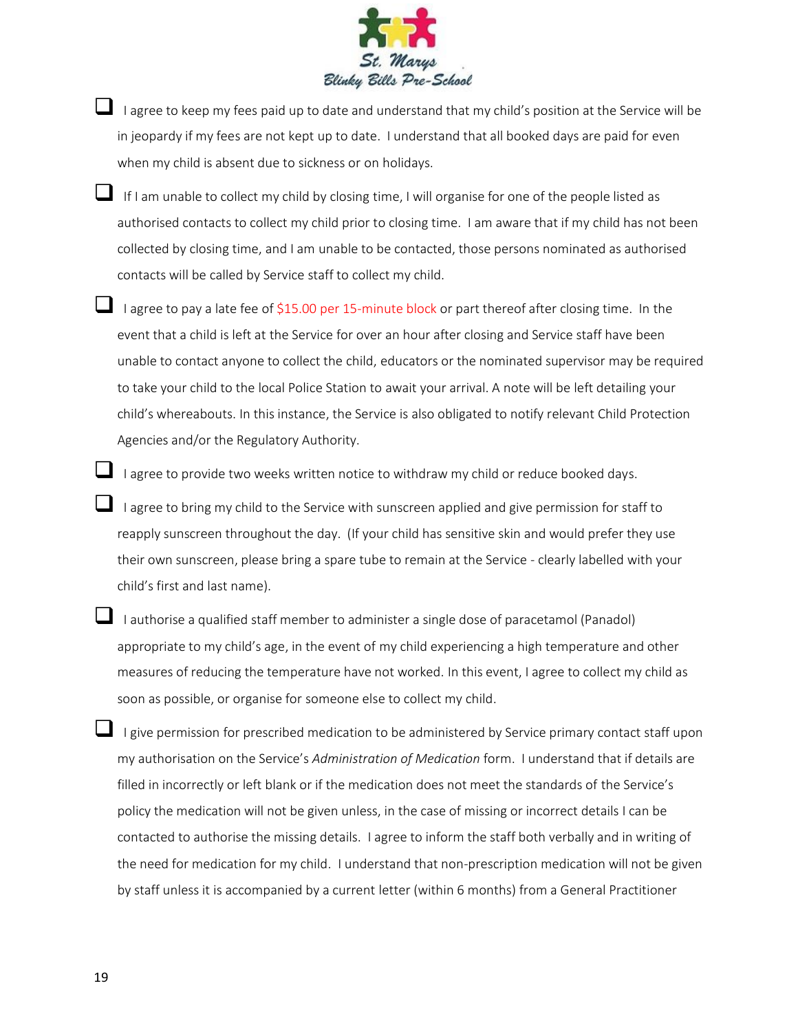- [ ] I agree to keep my fees paid up to date and understand that my child's position at the Service will be in jeopardy if my fees are not kept up to date. I understand that all booked days are paid for even when my child is absent due to sickness or on holidays.

- [ ] If I am unable to collect my child by closing time, I will organise for one of the people listed as authorised contacts to collect my child prior to closing time. I am aware that if my child has not been collected by closing time, and I am unable to be contacted, those persons nominated as authorised contacts will be called by Service staff to collect my child.

- [ ] I agree to pay a late fee of $15.00 per 15-minute block or part thereof after closing time. In the event that a child is left at the Service for over an hour after closing and Service staff have been unable to contact anyone to collect the child, educators or the nominated supervisor may be required to take your child to the local Police Station to await your arrival. A note will be left detailing your child's whereabouts. In this instance, the Service is also obligated to notify relevant Child Protection Agencies and/or the Regulatory Authority.

- [ ] I agree to provide two weeks written notice to withdraw my child or reduce booked days.

- [ ] I agree to bring my child to the Service with sunscreen applied and give permission for staff to reapply sunscreen throughout the day. (If your child has sensitive skin and would prefer they use their own sunscreen, please bring a spare tube to remain at the Service - clearly labelled with your child's first and last name).

- [ ] I authorise a qualified staff member to administer a single dose of paracetamol (Panadol) appropriate to my child's age, in the event of my child experiencing a high temperature and other measures of reducing the temperature have not worked. In this event, I agree to collect my child as soon as possible, or organise for someone else to collect my child.

- [ ] I give permission for prescribed medication to be administered by Service primary contact staff upon my authorisation on the Service's *Administration of Medication* form. I understand that if details are filled in incorrectly or left blank or if the medication does not meet the standards of the Service's policy the medication will not be given unless, in the case of missing or incorrect details I can be contacted to authorise the missing details. I agree to inform the staff both verbally and in writing of the need for medication for my child. I understand that non-prescription medication will not be given by staff unless it is accompanied by a current letter (within 6 months) from a General Practitioner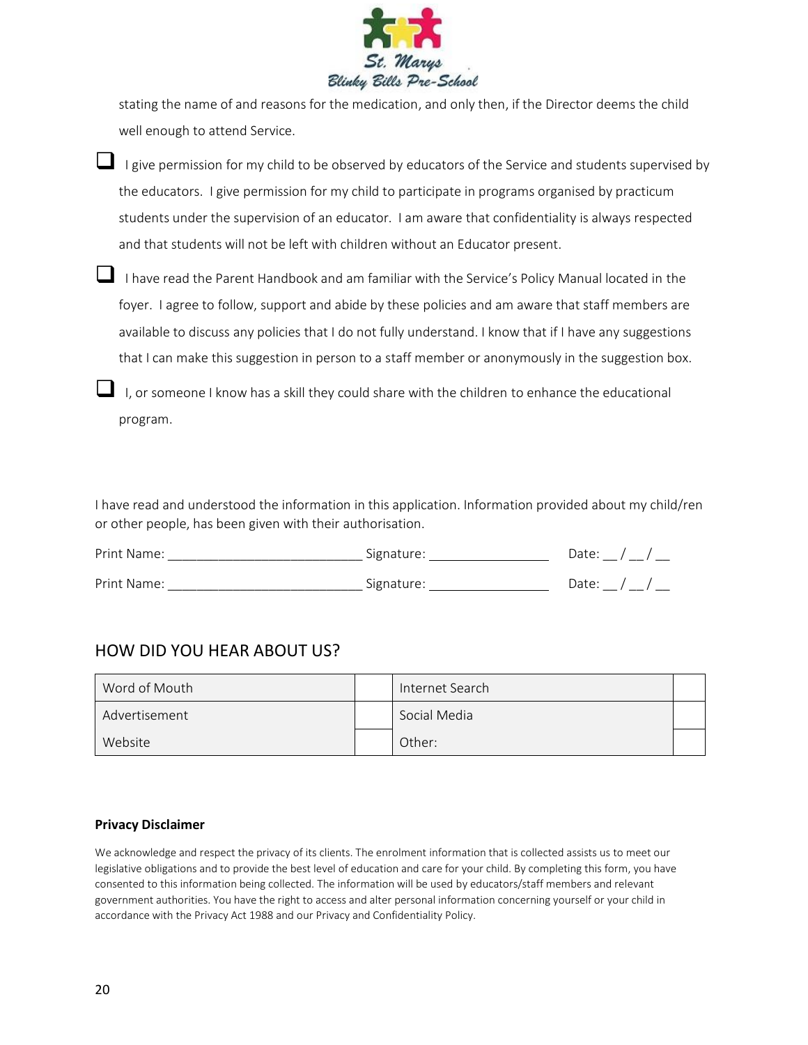stating the name of and reasons for the medication, and only then, if the Director deems the child well enough to attend Service.

- ☐ I give permission for my child to be observed by educators of the Service and students supervised by the educators. I give permission for my child to participate in programs organised by practicum students under the supervision of an educator. I am aware that confidentiality is always respected and that students will not be left with children without an Educator present.
- ☐ I have read the Parent Handbook and am familiar with the Service's Policy Manual located in the foyer. I agree to follow, support and abide by these policies and am aware that staff members are available to discuss any policies that I do not fully understand. I know that if I have any suggestions that I can make this suggestion in person to a staff member or anonymously in the suggestion box.
- ☐ I, or someone I know has a skill they could share with the children to enhance the educational program.

I have read and understood the information in this application. Information provided about my child/ren or other people, has been given with their authorisation.

Print Name: ___________________________ Signature: _________________ Date: __ / __ / __

Print Name: ___________________________ Signature: _________________ Date: __ / __ / __

## HOW DID YOU HEAR ABOUT US?

| | | | |
|---|---|---|---|
| Word of Mouth | | Internet Search | |
| Advertisement | | Social Media | |
| Website | | Other: | |

**Privacy Disclaimer**

We acknowledge and respect the privacy of its clients. The enrolment information that is collected assists us to meet our legislative obligations and to provide the best level of education and care for your child. By completing this form, you have consented to this information being collected. The information will be used by educators/staff members and relevant government authorities. You have the right to access and alter personal information concerning yourself or your child in accordance with the Privacy Act 1988 and our Privacy and Confidentiality Policy.